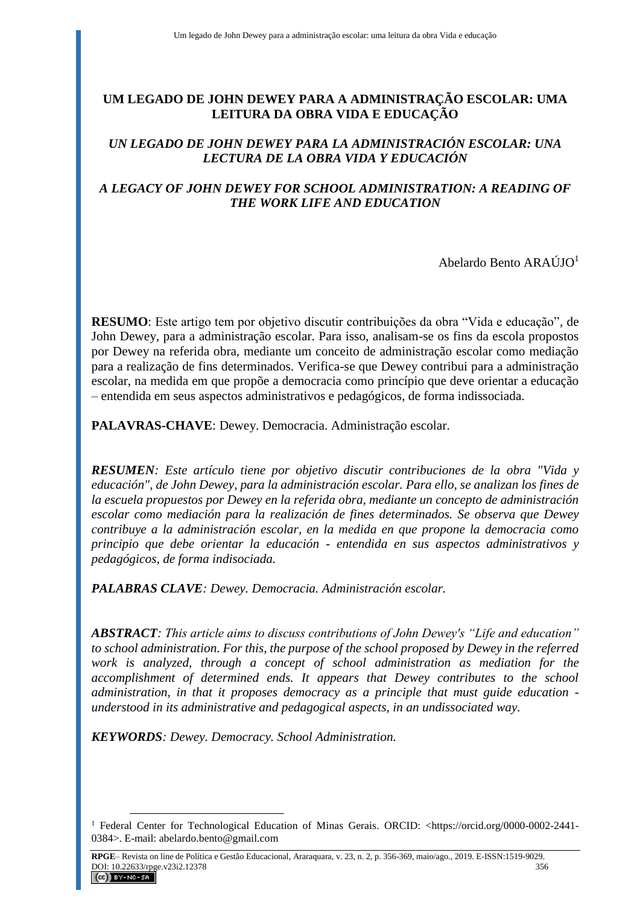# UM LEGADO DE JOHN DEWEY PARA A ADMINISTRAÇÃO ESCOLAR: UMA LEITURA DA OBRA VIDA E EDUCAÇÃO

## *UN LEGADO DE JOHN DEWEY PARA LA ADMINISTRACIÓN ESCOLAR: UNA LECTURA DE LA OBRA VIDA Y EDUCACIÓN*

## *A LEGACY OF JOHN DEWEY FOR SCHOOL ADMINISTRATION: A READING OF THE WORK LIFE AND EDUCATION*

Abelardo Bento ARAÚJO[1]

**RESUMO**: Este artigo tem por objetivo discutir contribuições da obra "Vida e educação", de John Dewey, para a administração escolar. Para isso, analisam-se os fins da escola propostos por Dewey na referida obra, mediante um conceito de administração escolar como mediação para a realização de fins determinados. Verifica-se que Dewey contribui para a administração escolar, na medida em que propõe a democracia como princípio que deve orientar a educação – entendida em seus aspectos administrativos e pedagógicos, de forma indissociada.

**PALAVRAS-CHAVE**: Dewey. Democracia. Administração escolar.

***RESUMEN****: Este artículo tiene por objetivo discutir contribuciones de la obra "Vida y educación", de John Dewey, para la administración escolar. Para ello, se analizan los fines de la escuela propuestos por Dewey en la referida obra, mediante un concepto de administración escolar como mediación para la realización de fines determinados. Se observa que Dewey contribuye a la administración escolar, en la medida en que propone la democracia como principio que debe orientar la educación - entendida en sus aspectos administrativos y pedagógicos, de forma indisociada.*

***PALABRAS CLAVE****: Dewey. Democracia. Administración escolar.*

***ABSTRACT****: This article aims to discuss contributions of John Dewey's "Life and education" to school administration. For this, the purpose of the school proposed by Dewey in the referred work is analyzed, through a concept of school administration as mediation for the accomplishment of determined ends. It appears that Dewey contributes to the school administration, in that it proposes democracy as a principle that must guide education - understood in its administrative and pedagogical aspects, in an undissociated way.*

***KEYWORDS****: Dewey. Democracy. School Administration.*

[1] Federal Center for Technological Education of Minas Gerais. ORCID: <https://orcid.org/0000-0002-2441-0384>. E-mail: abelardo.bento@gmail.com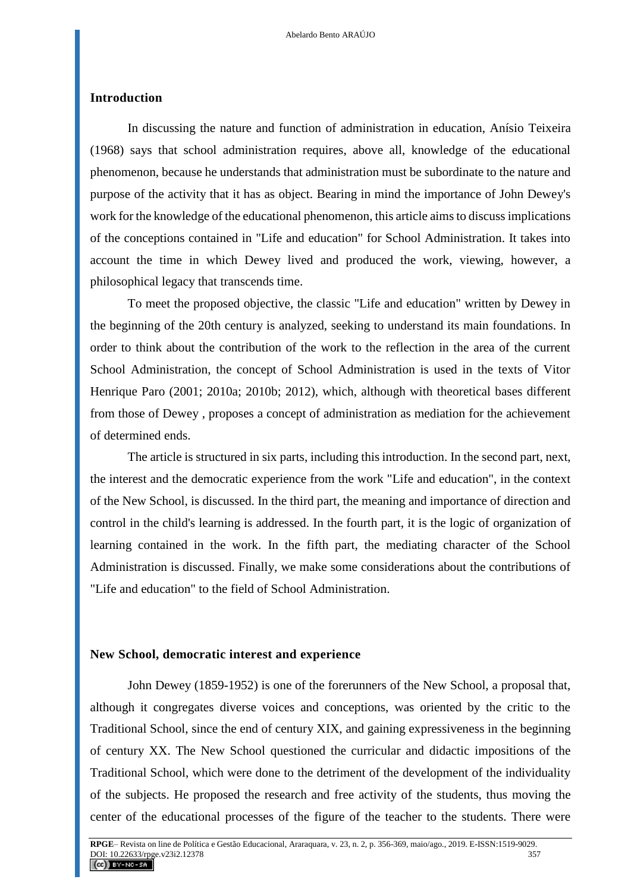## Introduction

In discussing the nature and function of administration in education, Anísio Teixeira (1968) says that school administration requires, above all, knowledge of the educational phenomenon, because he understands that administration must be subordinate to the nature and purpose of the activity that it has as object. Bearing in mind the importance of John Dewey's work for the knowledge of the educational phenomenon, this article aims to discuss implications of the conceptions contained in "Life and education" for School Administration. It takes into account the time in which Dewey lived and produced the work, viewing, however, a philosophical legacy that transcends time.

To meet the proposed objective, the classic "Life and education" written by Dewey in the beginning of the 20th century is analyzed, seeking to understand its main foundations. In order to think about the contribution of the work to the reflection in the area of the current School Administration, the concept of School Administration is used in the texts of Vitor Henrique Paro (2001; 2010a; 2010b; 2012), which, although with theoretical bases different from those of Dewey , proposes a concept of administration as mediation for the achievement of determined ends.

The article is structured in six parts, including this introduction. In the second part, next, the interest and the democratic experience from the work "Life and education", in the context of the New School, is discussed. In the third part, the meaning and importance of direction and control in the child's learning is addressed. In the fourth part, it is the logic of organization of learning contained in the work. In the fifth part, the mediating character of the School Administration is discussed. Finally, we make some considerations about the contributions of "Life and education" to the field of School Administration.

## New School, democratic interest and experience

John Dewey (1859-1952) is one of the forerunners of the New School, a proposal that, although it congregates diverse voices and conceptions, was oriented by the critic to the Traditional School, since the end of century XIX, and gaining expressiveness in the beginning of century XX. The New School questioned the curricular and didactic impositions of the Traditional School, which were done to the detriment of the development of the individuality of the subjects. He proposed the research and free activity of the students, thus moving the center of the educational processes of the figure of the teacher to the students. There were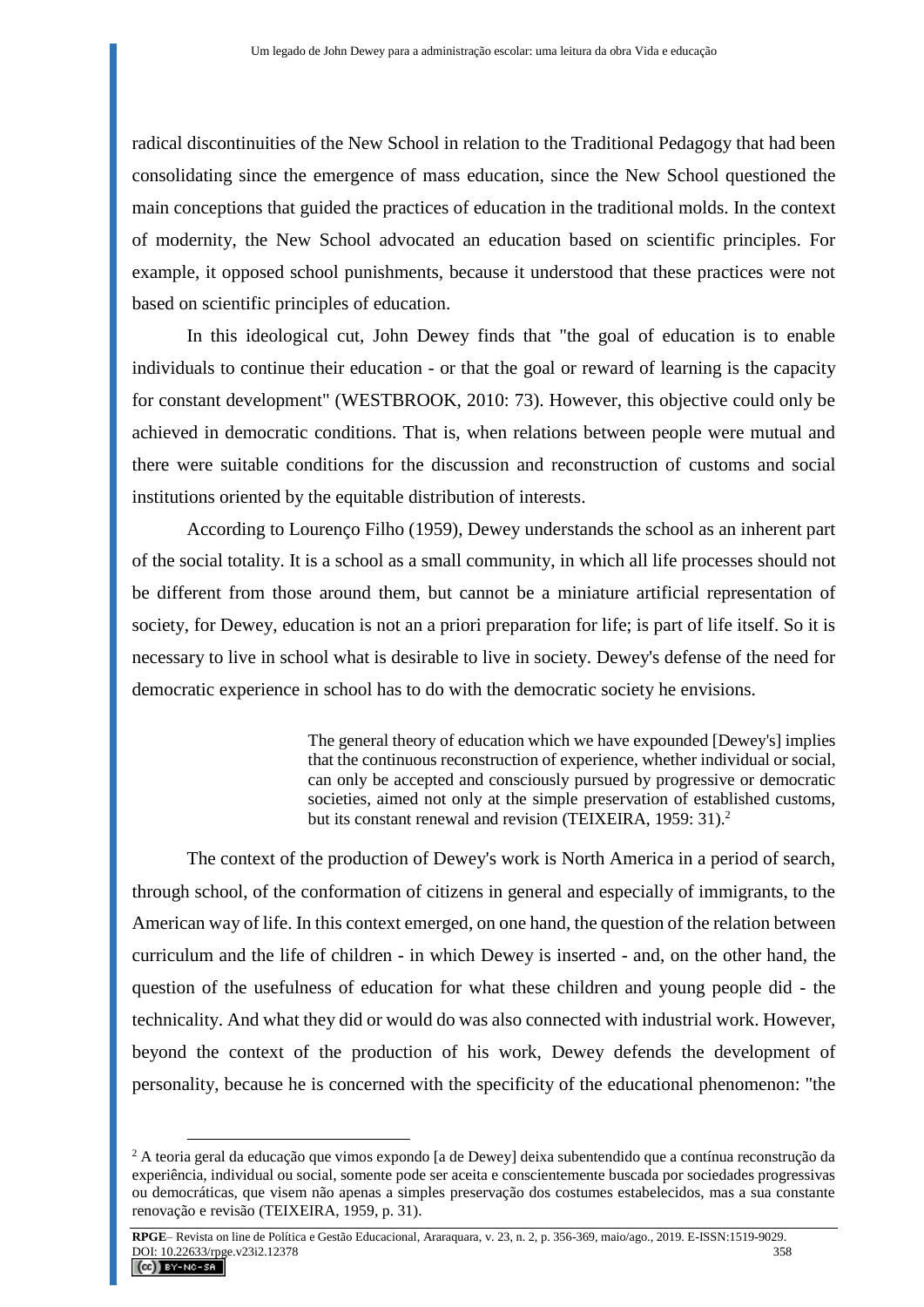radical discontinuities of the New School in relation to the Traditional Pedagogy that had been consolidating since the emergence of mass education, since the New School questioned the main conceptions that guided the practices of education in the traditional molds. In the context of modernity, the New School advocated an education based on scientific principles. For example, it opposed school punishments, because it understood that these practices were not based on scientific principles of education.

In this ideological cut, John Dewey finds that "the goal of education is to enable individuals to continue their education - or that the goal or reward of learning is the capacity for constant development" (WESTBROOK, 2010: 73). However, this objective could only be achieved in democratic conditions. That is, when relations between people were mutual and there were suitable conditions for the discussion and reconstruction of customs and social institutions oriented by the equitable distribution of interests.

According to Lourenço Filho (1959), Dewey understands the school as an inherent part of the social totality. It is a school as a small community, in which all life processes should not be different from those around them, but cannot be a miniature artificial representation of society, for Dewey, education is not an a priori preparation for life; is part of life itself. So it is necessary to live in school what is desirable to live in society. Dewey's defense of the need for democratic experience in school has to do with the democratic society he envisions.

> The general theory of education which we have expounded [Dewey's] implies that the continuous reconstruction of experience, whether individual or social, can only be accepted and consciously pursued by progressive or democratic societies, aimed not only at the simple preservation of established customs, but its constant renewal and revision (TEIXEIRA, 1959: 31).[2]

The context of the production of Dewey's work is North America in a period of search, through school, of the conformation of citizens in general and especially of immigrants, to the American way of life. In this context emerged, on one hand, the question of the relation between curriculum and the life of children - in which Dewey is inserted - and, on the other hand, the question of the usefulness of education for what these children and young people did - the technicality. And what they did or would do was also connected with industrial work. However, beyond the context of the production of his work, Dewey defends the development of personality, because he is concerned with the specificity of the educational phenomenon: "the

---

[2] A teoria geral da educação que vimos expondo [a de Dewey] deixa subentendido que a contínua reconstrução da experiência, individual ou social, somente pode ser aceita e conscientemente buscada por sociedades progressivas ou democráticas, que visem não apenas a simples preservação dos costumes estabelecidos, mas a sua constante renovação e revisão (TEIXEIRA, 1959, p. 31).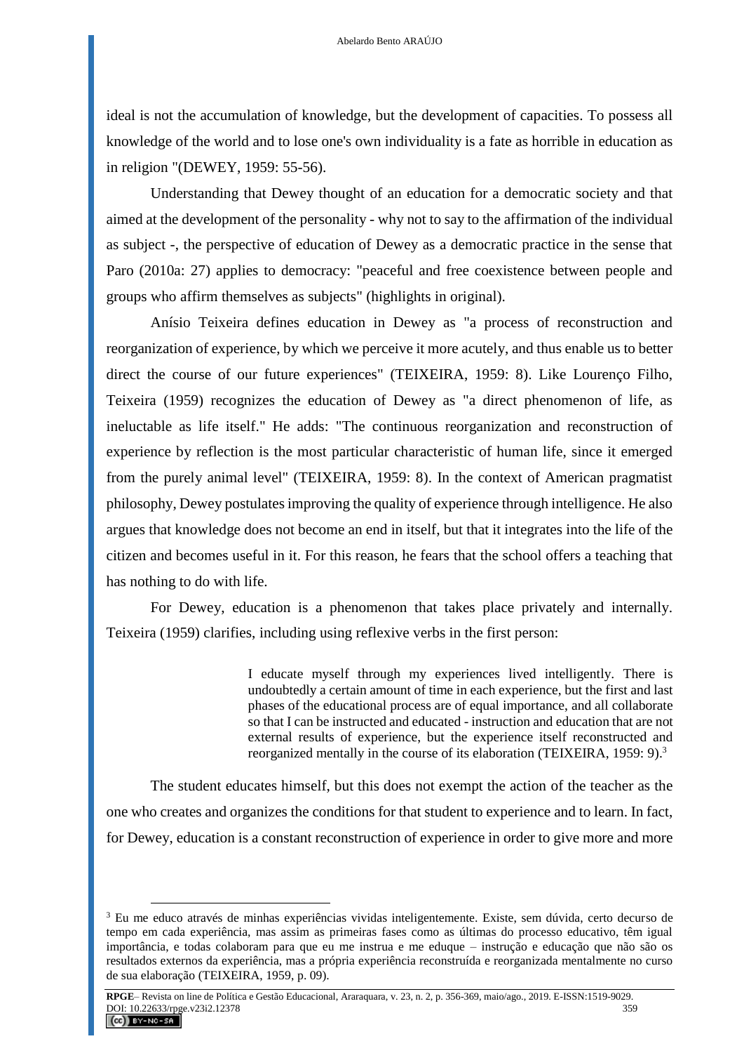ideal is not the accumulation of knowledge, but the development of capacities. To possess all knowledge of the world and to lose one's own individuality is a fate as horrible in education as in religion "(DEWEY, 1959: 55-56).

Understanding that Dewey thought of an education for a democratic society and that aimed at the development of the personality - why not to say to the affirmation of the individual as subject -, the perspective of education of Dewey as a democratic practice in the sense that Paro (2010a: 27) applies to democracy: "peaceful and free coexistence between people and groups who affirm themselves as subjects" (highlights in original).

Anísio Teixeira defines education in Dewey as "a process of reconstruction and reorganization of experience, by which we perceive it more acutely, and thus enable us to better direct the course of our future experiences" (TEIXEIRA, 1959: 8). Like Lourenço Filho, Teixeira (1959) recognizes the education of Dewey as "a direct phenomenon of life, as ineluctable as life itself." He adds: "The continuous reorganization and reconstruction of experience by reflection is the most particular characteristic of human life, since it emerged from the purely animal level" (TEIXEIRA, 1959: 8). In the context of American pragmatist philosophy, Dewey postulates improving the quality of experience through intelligence. He also argues that knowledge does not become an end in itself, but that it integrates into the life of the citizen and becomes useful in it. For this reason, he fears that the school offers a teaching that has nothing to do with life.

For Dewey, education is a phenomenon that takes place privately and internally. Teixeira (1959) clarifies, including using reflexive verbs in the first person:

> I educate myself through my experiences lived intelligently. There is undoubtedly a certain amount of time in each experience, but the first and last phases of the educational process are of equal importance, and all collaborate so that I can be instructed and educated - instruction and education that are not external results of experience, but the experience itself reconstructed and reorganized mentally in the course of its elaboration (TEIXEIRA, 1959: 9).[3]

The student educates himself, but this does not exempt the action of the teacher as the one who creates and organizes the conditions for that student to experience and to learn. In fact, for Dewey, education is a constant reconstruction of experience in order to give more and more

---

[3] Eu me educo através de minhas experiências vividas inteligentemente. Existe, sem dúvida, certo decurso de tempo em cada experiência, mas assim as primeiras fases como as últimas do processo educativo, têm igual importância, e todas colaboram para que eu me instrua e me eduque – instrução e educação que não são os resultados externos da experiência, mas a própria experiência reconstruída e reorganizada mentalmente no curso de sua elaboração (TEIXEIRA, 1959, p. 09).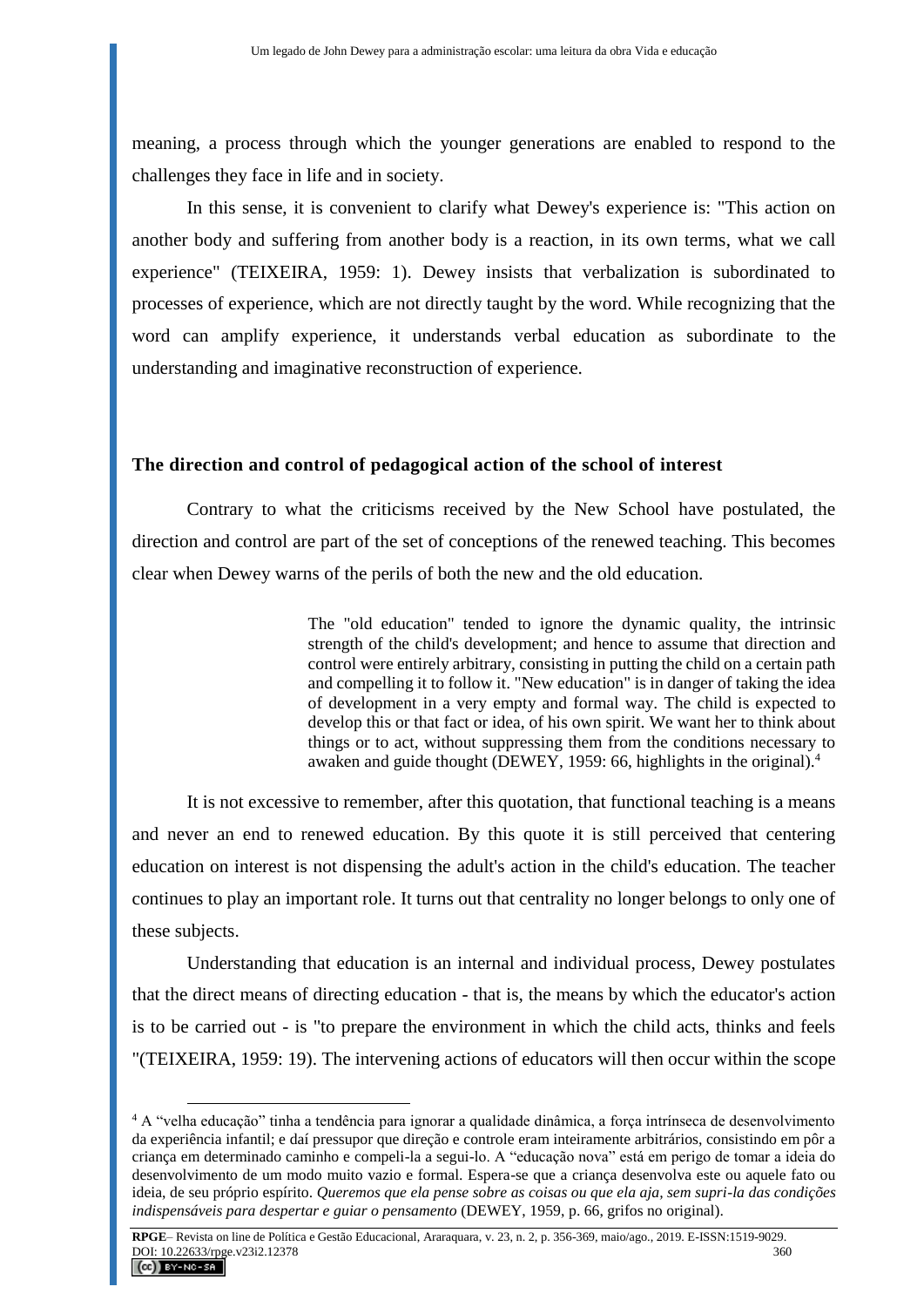meaning, a process through which the younger generations are enabled to respond to the challenges they face in life and in society.

In this sense, it is convenient to clarify what Dewey's experience is: "This action on another body and suffering from another body is a reaction, in its own terms, what we call experience" (TEIXEIRA, 1959: 1). Dewey insists that verbalization is subordinated to processes of experience, which are not directly taught by the word. While recognizing that the word can amplify experience, it understands verbal education as subordinate to the understanding and imaginative reconstruction of experience.

## The direction and control of pedagogical action of the school of interest

Contrary to what the criticisms received by the New School have postulated, the direction and control are part of the set of conceptions of the renewed teaching. This becomes clear when Dewey warns of the perils of both the new and the old education.

> The "old education" tended to ignore the dynamic quality, the intrinsic strength of the child's development; and hence to assume that direction and control were entirely arbitrary, consisting in putting the child on a certain path and compelling it to follow it. "New education" is in danger of taking the idea of development in a very empty and formal way. The child is expected to develop this or that fact or idea, of his own spirit. We want her to think about things or to act, without suppressing them from the conditions necessary to awaken and guide thought (DEWEY, 1959: 66, highlights in the original).[4]

It is not excessive to remember, after this quotation, that functional teaching is a means and never an end to renewed education. By this quote it is still perceived that centering education on interest is not dispensing the adult's action in the child's education. The teacher continues to play an important role. It turns out that centrality no longer belongs to only one of these subjects.

Understanding that education is an internal and individual process, Dewey postulates that the direct means of directing education - that is, the means by which the educator's action is to be carried out - is "to prepare the environment in which the child acts, thinks and feels "(TEIXEIRA, 1959: 19). The intervening actions of educators will then occur within the scope

---

[4] A "velha educação" tinha a tendência para ignorar a qualidade dinâmica, a força intrínseca de desenvolvimento da experiência infantil; e daí pressupor que direção e controle eram inteiramente arbitrários, consistindo em pôr a criança em determinado caminho e compeli-la a segui-lo. A "educação nova" está em perigo de tomar a ideia do desenvolvimento de um modo muito vazio e formal. Espera-se que a criança desenvolva este ou aquele fato ou ideia, de seu próprio espírito. *Queremos que ela pense sobre as coisas ou que ela aja, sem supri-la das condições indispensáveis para despertar e guiar o pensamento* (DEWEY, 1959, p. 66, grifos no original).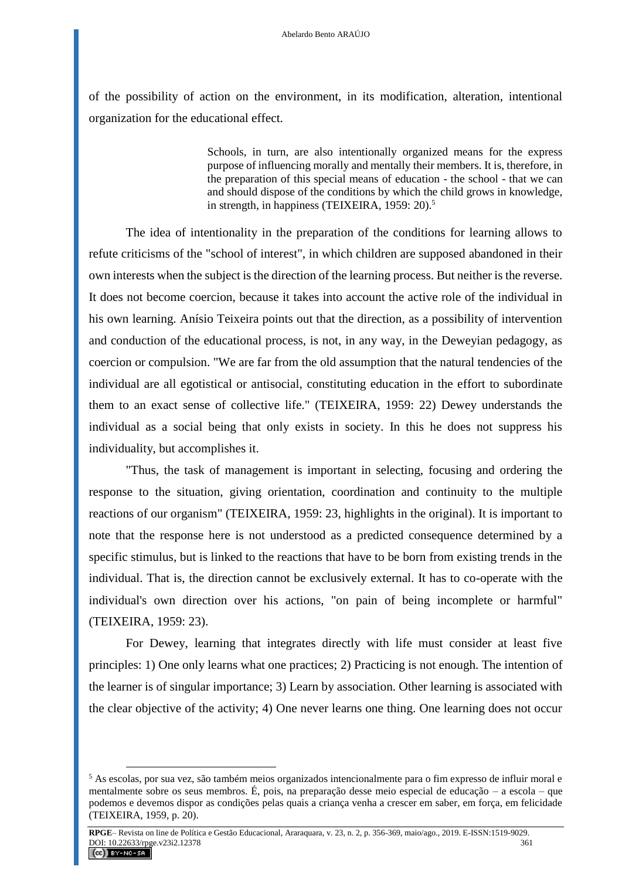of the possibility of action on the environment, in its modification, alteration, intentional organization for the educational effect.

> Schools, in turn, are also intentionally organized means for the express purpose of influencing morally and mentally their members. It is, therefore, in the preparation of this special means of education - the school - that we can and should dispose of the conditions by which the child grows in knowledge, in strength, in happiness (TEIXEIRA, 1959: 20).[5]

The idea of intentionality in the preparation of the conditions for learning allows to refute criticisms of the "school of interest", in which children are supposed abandoned in their own interests when the subject is the direction of the learning process. But neither is the reverse. It does not become coercion, because it takes into account the active role of the individual in his own learning. Anísio Teixeira points out that the direction, as a possibility of intervention and conduction of the educational process, is not, in any way, in the Deweyian pedagogy, as coercion or compulsion. "We are far from the old assumption that the natural tendencies of the individual are all egotistical or antisocial, constituting education in the effort to subordinate them to an exact sense of collective life." (TEIXEIRA, 1959: 22) Dewey understands the individual as a social being that only exists in society. In this he does not suppress his individuality, but accomplishes it.

"Thus, the task of management is important in selecting, focusing and ordering the response to the situation, giving orientation, coordination and continuity to the multiple reactions of our organism" (TEIXEIRA, 1959: 23, highlights in the original). It is important to note that the response here is not understood as a predicted consequence determined by a specific stimulus, but is linked to the reactions that have to be born from existing trends in the individual. That is, the direction cannot be exclusively external. It has to co-operate with the individual's own direction over his actions, "on pain of being incomplete or harmful" (TEIXEIRA, 1959: 23).

For Dewey, learning that integrates directly with life must consider at least five principles: 1) One only learns what one practices; 2) Practicing is not enough. The intention of the learner is of singular importance; 3) Learn by association. Other learning is associated with the clear objective of the activity; 4) One never learns one thing. One learning does not occur

---

[5] As escolas, por sua vez, são também meios organizados intencionalmente para o fim expresso de influir moral e mentalmente sobre os seus membros. É, pois, na preparação desse meio especial de educação – a escola – que podemos e devemos dispor as condições pelas quais a criança venha a crescer em saber, em força, em felicidade (TEIXEIRA, 1959, p. 20).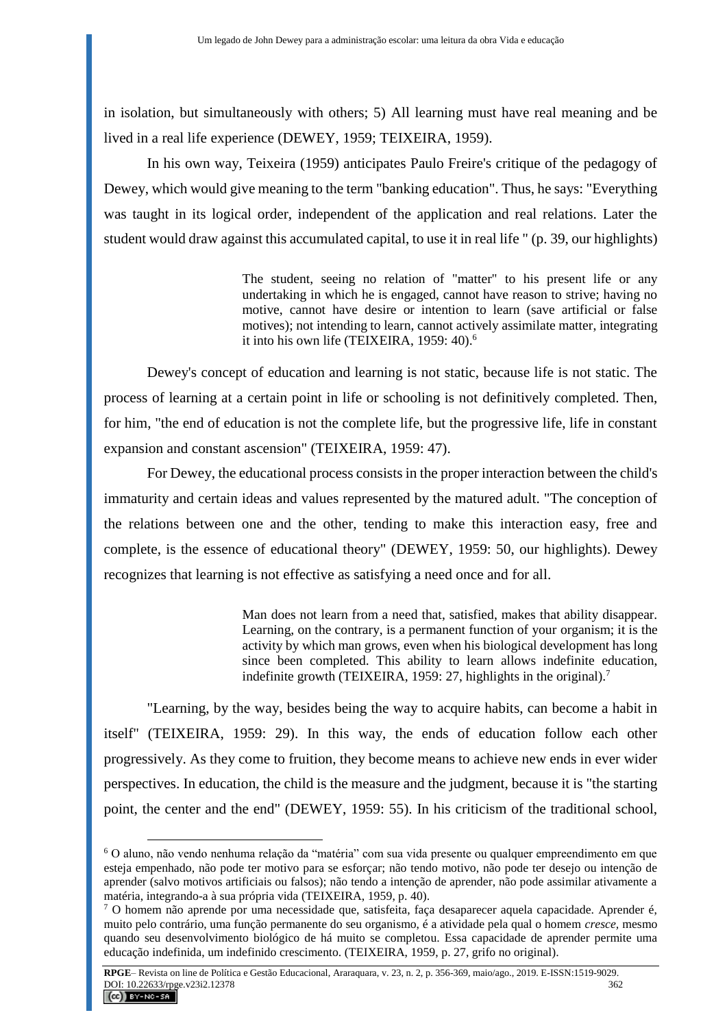in isolation, but simultaneously with others; 5) All learning must have real meaning and be lived in a real life experience (DEWEY, 1959; TEIXEIRA, 1959).

In his own way, Teixeira (1959) anticipates Paulo Freire's critique of the pedagogy of Dewey, which would give meaning to the term "banking education". Thus, he says: "Everything was taught in its logical order, independent of the application and real relations. Later the student would draw against this accumulated capital, to use it in real life " (p. 39, our highlights)

> The student, seeing no relation of "matter" to his present life or any undertaking in which he is engaged, cannot have reason to strive; having no motive, cannot have desire or intention to learn (save artificial or false motives); not intending to learn, cannot actively assimilate matter, integrating it into his own life (TEIXEIRA, 1959: 40).[6]

Dewey's concept of education and learning is not static, because life is not static. The process of learning at a certain point in life or schooling is not definitively completed. Then, for him, "the end of education is not the complete life, but the progressive life, life in constant expansion and constant ascension" (TEIXEIRA, 1959: 47).

For Dewey, the educational process consists in the proper interaction between the child's immaturity and certain ideas and values represented by the matured adult. "The conception of the relations between one and the other, tending to make this interaction easy, free and complete, is the essence of educational theory" (DEWEY, 1959: 50, our highlights). Dewey recognizes that learning is not effective as satisfying a need once and for all.

> Man does not learn from a need that, satisfied, makes that ability disappear. Learning, on the contrary, is a permanent function of your organism; it is the activity by which man grows, even when his biological development has long since been completed. This ability to learn allows indefinite education, indefinite growth (TEIXEIRA, 1959: 27, highlights in the original).[7]

"Learning, by the way, besides being the way to acquire habits, can become a habit in itself" (TEIXEIRA, 1959: 29). In this way, the ends of education follow each other progressively. As they come to fruition, they become means to achieve new ends in ever wider perspectives. In education, the child is the measure and the judgment, because it is "the starting point, the center and the end" (DEWEY, 1959: 55). In his criticism of the traditional school,

---

[6] O aluno, não vendo nenhuma relação da "matéria" com sua vida presente ou qualquer empreendimento em que esteja empenhado, não pode ter motivo para se esforçar; não tendo motivo, não pode ter desejo ou intenção de aprender (salvo motivos artificiais ou falsos); não tendo a intenção de aprender, não pode assimilar ativamente a matéria, integrando-a à sua própria vida (TEIXEIRA, 1959, p. 40).

[7] O homem não aprende por uma necessidade que, satisfeita, faça desaparecer aquela capacidade. Aprender é, muito pelo contrário, uma função permanente do seu organismo, é a atividade pela qual o homem *cresce*, mesmo quando seu desenvolvimento biológico de há muito se completou. Essa capacidade de aprender permite uma educação indefinida, um indefinido crescimento. (TEIXEIRA, 1959, p. 27, grifo no original).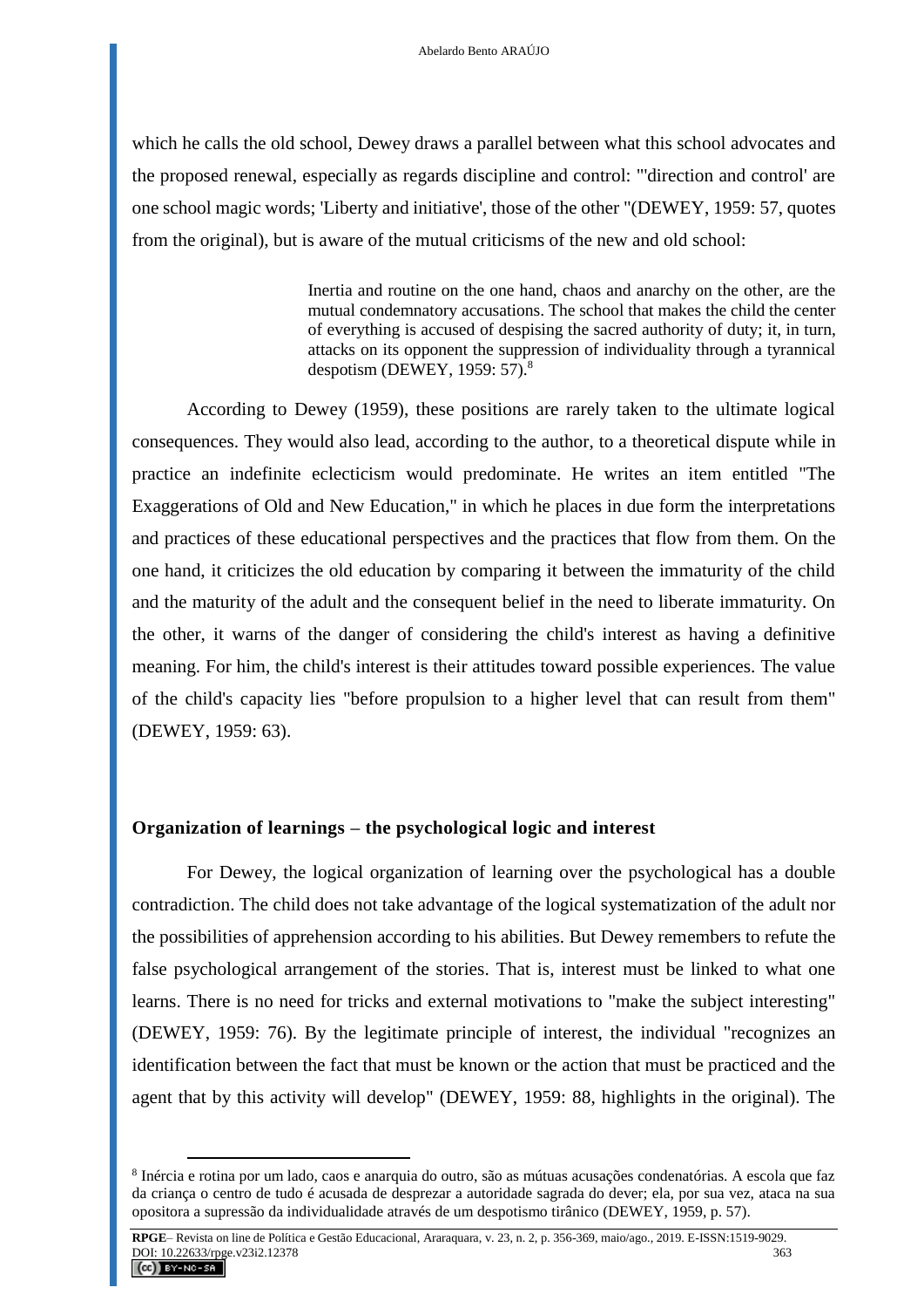which he calls the old school, Dewey draws a parallel between what this school advocates and the proposed renewal, especially as regards discipline and control: "'direction and control' are one school magic words; 'Liberty and initiative', those of the other "(DEWEY, 1959: 57, quotes from the original), but is aware of the mutual criticisms of the new and old school:

> Inertia and routine on the one hand, chaos and anarchy on the other, are the mutual condemnatory accusations. The school that makes the child the center of everything is accused of despising the sacred authority of duty; it, in turn, attacks on its opponent the suppression of individuality through a tyrannical despotism (DEWEY, 1959: 57).[8]

According to Dewey (1959), these positions are rarely taken to the ultimate logical consequences. They would also lead, according to the author, to a theoretical dispute while in practice an indefinite eclecticism would predominate. He writes an item entitled "The Exaggerations of Old and New Education," in which he places in due form the interpretations and practices of these educational perspectives and the practices that flow from them. On the one hand, it criticizes the old education by comparing it between the immaturity of the child and the maturity of the adult and the consequent belief in the need to liberate immaturity. On the other, it warns of the danger of considering the child's interest as having a definitive meaning. For him, the child's interest is their attitudes toward possible experiences. The value of the child's capacity lies "before propulsion to a higher level that can result from them" (DEWEY, 1959: 63).

## Organization of learnings – the psychological logic and interest

For Dewey, the logical organization of learning over the psychological has a double contradiction. The child does not take advantage of the logical systematization of the adult nor the possibilities of apprehension according to his abilities. But Dewey remembers to refute the false psychological arrangement of the stories. That is, interest must be linked to what one learns. There is no need for tricks and external motivations to "make the subject interesting" (DEWEY, 1959: 76). By the legitimate principle of interest, the individual "recognizes an identification between the fact that must be known or the action that must be practiced and the agent that by this activity will develop" (DEWEY, 1959: 88, highlights in the original). The

---

[8] Inércia e rotina por um lado, caos e anarquia do outro, são as mútuas acusações condenatórias. A escola que faz da criança o centro de tudo é acusada de desprezar a autoridade sagrada do dever; ela, por sua vez, ataca na sua opositora a supressão da individualidade através de um despotismo tirânico (DEWEY, 1959, p. 57).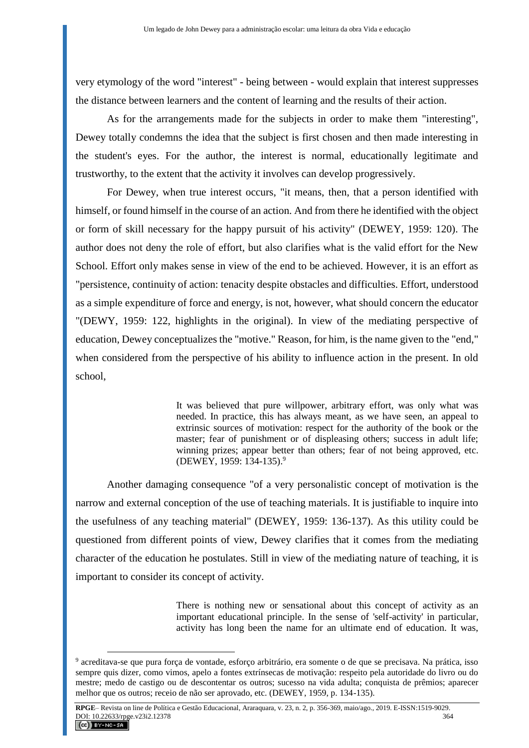very etymology of the word "interest" - being between - would explain that interest suppresses the distance between learners and the content of learning and the results of their action.

As for the arrangements made for the subjects in order to make them "interesting", Dewey totally condemns the idea that the subject is first chosen and then made interesting in the student's eyes. For the author, the interest is normal, educationally legitimate and trustworthy, to the extent that the activity it involves can develop progressively.

For Dewey, when true interest occurs, "it means, then, that a person identified with himself, or found himself in the course of an action. And from there he identified with the object or form of skill necessary for the happy pursuit of his activity" (DEWEY, 1959: 120). The author does not deny the role of effort, but also clarifies what is the valid effort for the New School. Effort only makes sense in view of the end to be achieved. However, it is an effort as "persistence, continuity of action: tenacity despite obstacles and difficulties. Effort, understood as a simple expenditure of force and energy, is not, however, what should concern the educator "(DEWY, 1959: 122, highlights in the original). In view of the mediating perspective of education, Dewey conceptualizes the "motive." Reason, for him, is the name given to the "end," when considered from the perspective of his ability to influence action in the present. In old school,

> It was believed that pure willpower, arbitrary effort, was only what was needed. In practice, this has always meant, as we have seen, an appeal to extrinsic sources of motivation: respect for the authority of the book or the master; fear of punishment or of displeasing others; success in adult life; winning prizes; appear better than others; fear of not being approved, etc. (DEWEY, 1959: 134-135).[9]

Another damaging consequence "of a very personalistic concept of motivation is the narrow and external conception of the use of teaching materials. It is justifiable to inquire into the usefulness of any teaching material" (DEWEY, 1959: 136-137). As this utility could be questioned from different points of view, Dewey clarifies that it comes from the mediating character of the education he postulates. Still in view of the mediating nature of teaching, it is important to consider its concept of activity.

> There is nothing new or sensational about this concept of activity as an important educational principle. In the sense of 'self-activity' in particular, activity has long been the name for an ultimate end of education. It was,

---

[9] acreditava-se que pura força de vontade, esforço arbitrário, era somente o de que se precisava. Na prática, isso sempre quis dizer, como vimos, apelo a fontes extrínsecas de motivação: respeito pela autoridade do livro ou do mestre; medo de castigo ou de descontentar os outros; sucesso na vida adulta; conquista de prêmios; aparecer melhor que os outros; receio de não ser aprovado, etc. (DEWEY, 1959, p. 134-135).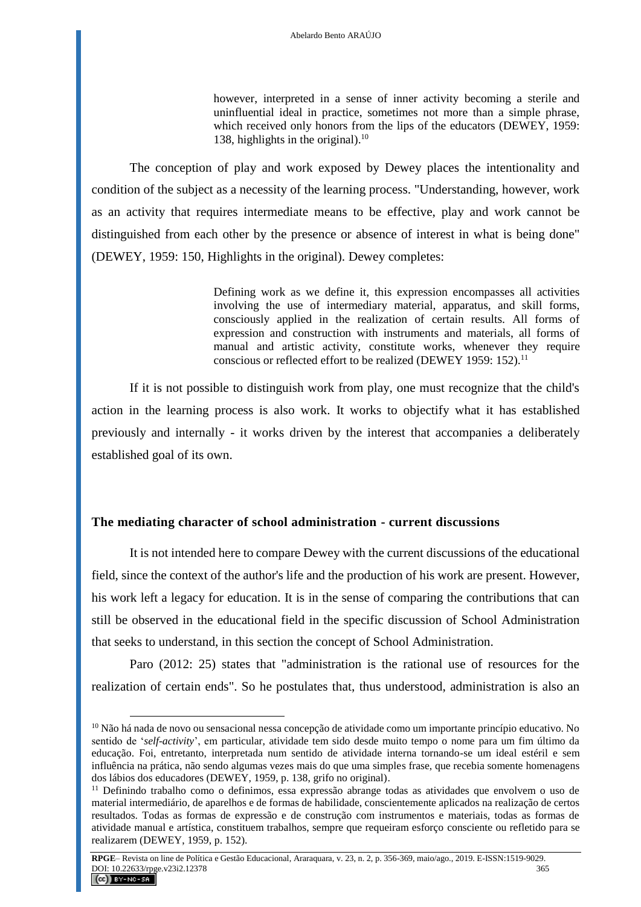> however, interpreted in a sense of inner activity becoming a sterile and uninfluential ideal in practice, sometimes not more than a simple phrase, which received only honors from the lips of the educators (DEWEY, 1959: 138, highlights in the original).[10]

The conception of play and work exposed by Dewey places the intentionality and condition of the subject as a necessity of the learning process. "Understanding, however, work as an activity that requires intermediate means to be effective, play and work cannot be distinguished from each other by the presence or absence of interest in what is being done" (DEWEY, 1959: 150, Highlights in the original). Dewey completes:

> Defining work as we define it, this expression encompasses all activities involving the use of intermediary material, apparatus, and skill forms, consciously applied in the realization of certain results. All forms of expression and construction with instruments and materials, all forms of manual and artistic activity, constitute works, whenever they require conscious or reflected effort to be realized (DEWEY 1959: 152).[11]

If it is not possible to distinguish work from play, one must recognize that the child's action in the learning process is also work. It works to objectify what it has established previously and internally - it works driven by the interest that accompanies a deliberately established goal of its own.

## The mediating character of school administration - current discussions

It is not intended here to compare Dewey with the current discussions of the educational field, since the context of the author's life and the production of his work are present. However, his work left a legacy for education. It is in the sense of comparing the contributions that can still be observed in the educational field in the specific discussion of School Administration that seeks to understand, in this section the concept of School Administration.

Paro (2012: 25) states that "administration is the rational use of resources for the realization of certain ends". So he postulates that, thus understood, administration is also an

---

[10] Não há nada de novo ou sensacional nessa concepção de atividade como um importante princípio educativo. No sentido de '*self-activity*', em particular, atividade tem sido desde muito tempo o nome para um fim último da educação. Foi, entretanto, interpretada num sentido de atividade interna tornando-se um ideal estéril e sem influência na prática, não sendo algumas vezes mais do que uma simples frase, que recebia somente homenagens dos lábios dos educadores (DEWEY, 1959, p. 138, grifo no original).

[11] Definindo trabalho como o definimos, essa expressão abrange todas as atividades que envolvem o uso de material intermediário, de aparelhos e de formas de habilidade, conscientemente aplicados na realização de certos resultados. Todas as formas de expressão e de construção com instrumentos e materiais, todas as formas de atividade manual e artística, constituem trabalhos, sempre que requeiram esforço consciente ou refletido para se realizarem (DEWEY, 1959, p. 152).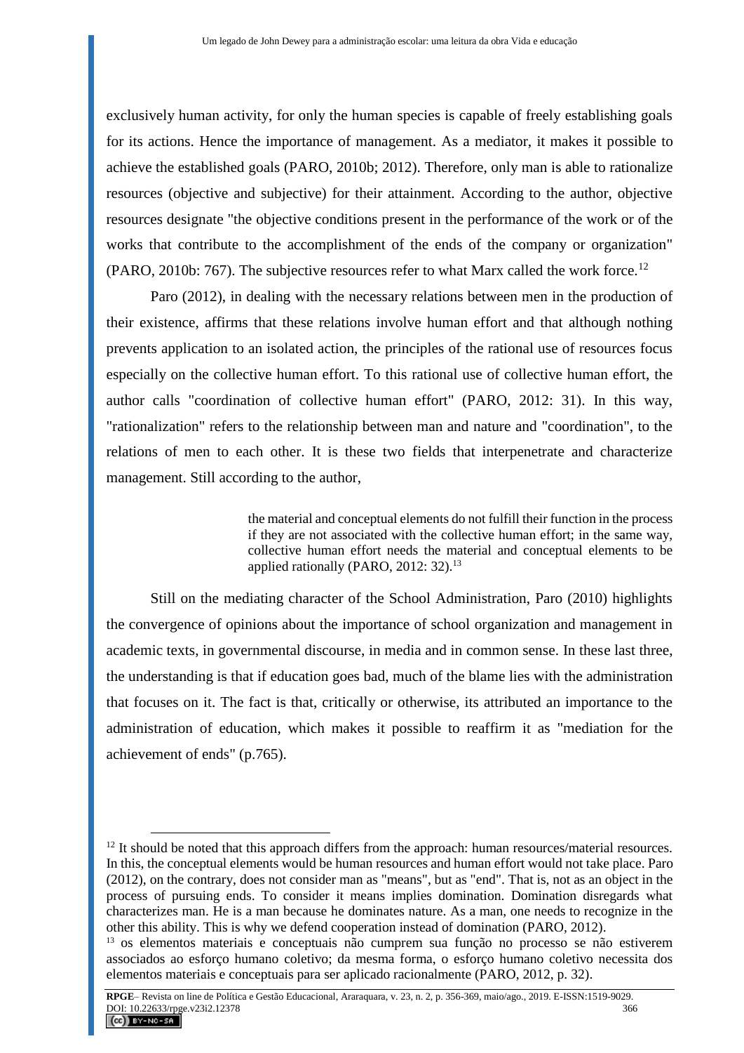exclusively human activity, for only the human species is capable of freely establishing goals for its actions. Hence the importance of management. As a mediator, it makes it possible to achieve the established goals (PARO, 2010b; 2012). Therefore, only man is able to rationalize resources (objective and subjective) for their attainment. According to the author, objective resources designate "the objective conditions present in the performance of the work or of the works that contribute to the accomplishment of the ends of the company or organization" (PARO, 2010b: 767). The subjective resources refer to what Marx called the work force.[12]

Paro (2012), in dealing with the necessary relations between men in the production of their existence, affirms that these relations involve human effort and that although nothing prevents application to an isolated action, the principles of the rational use of resources focus especially on the collective human effort. To this rational use of collective human effort, the author calls "coordination of collective human effort" (PARO, 2012: 31). In this way, "rationalization" refers to the relationship between man and nature and "coordination", to the relations of men to each other. It is these two fields that interpenetrate and characterize management. Still according to the author,

> the material and conceptual elements do not fulfill their function in the process if they are not associated with the collective human effort; in the same way, collective human effort needs the material and conceptual elements to be applied rationally (PARO, 2012: 32).[13]

Still on the mediating character of the School Administration, Paro (2010) highlights the convergence of opinions about the importance of school organization and management in academic texts, in governmental discourse, in media and in common sense. In these last three, the understanding is that if education goes bad, much of the blame lies with the administration that focuses on it. The fact is that, critically or otherwise, its attributed an importance to the administration of education, which makes it possible to reaffirm it as "mediation for the achievement of ends" (p.765).

---

[12] It should be noted that this approach differs from the approach: human resources/material resources. In this, the conceptual elements would be human resources and human effort would not take place. Paro (2012), on the contrary, does not consider man as "means", but as "end". That is, not as an object in the process of pursuing ends. To consider it means implies domination. Domination disregards what characterizes man. He is a man because he dominates nature. As a man, one needs to recognize in the other this ability. This is why we defend cooperation instead of domination (PARO, 2012).

[13] os elementos materiais e conceptuais não cumprem sua função no processo se não estiverem associados ao esforço humano coletivo; da mesma forma, o esforço humano coletivo necessita dos elementos materiais e conceptuais para ser aplicado racionalmente (PARO, 2012, p. 32).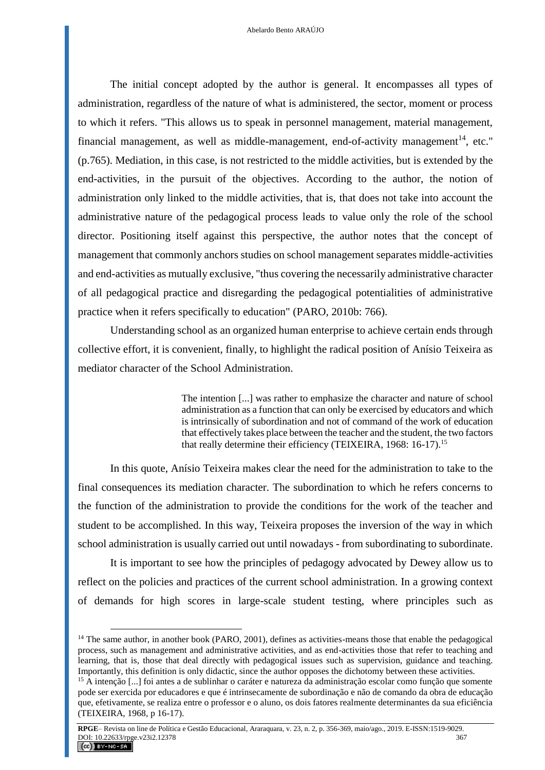The initial concept adopted by the author is general. It encompasses all types of administration, regardless of the nature of what is administered, the sector, moment or process to which it refers. "This allows us to speak in personnel management, material management, financial management, as well as middle-management, end-of-activity management[14], etc." (p.765). Mediation, in this case, is not restricted to the middle activities, but is extended by the end-activities, in the pursuit of the objectives. According to the author, the notion of administration only linked to the middle activities, that is, that does not take into account the administrative nature of the pedagogical process leads to value only the role of the school director. Positioning itself against this perspective, the author notes that the concept of management that commonly anchors studies on school management separates middle-activities and end-activities as mutually exclusive, "thus covering the necessarily administrative character of all pedagogical practice and disregarding the pedagogical potentialities of administrative practice when it refers specifically to education" (PARO, 2010b: 766).

Understanding school as an organized human enterprise to achieve certain ends through collective effort, it is convenient, finally, to highlight the radical position of Anísio Teixeira as mediator character of the School Administration.

> The intention [...] was rather to emphasize the character and nature of school administration as a function that can only be exercised by educators and which is intrinsically of subordination and not of command of the work of education that effectively takes place between the teacher and the student, the two factors that really determine their efficiency (TEIXEIRA, 1968: 16-17).[15]

In this quote, Anísio Teixeira makes clear the need for the administration to take to the final consequences its mediation character. The subordination to which he refers concerns to the function of the administration to provide the conditions for the work of the teacher and student to be accomplished. In this way, Teixeira proposes the inversion of the way in which school administration is usually carried out until nowadays - from subordinating to subordinate.

It is important to see how the principles of pedagogy advocated by Dewey allow us to reflect on the policies and practices of the current school administration. In a growing context of demands for high scores in large-scale student testing, where principles such as

---

[14] The same author, in another book (PARO, 2001), defines as activities-means those that enable the pedagogical process, such as management and administrative activities, and as end-activities those that refer to teaching and learning, that is, those that deal directly with pedagogical issues such as supervision, guidance and teaching. Importantly, this definition is only didactic, since the author opposes the dichotomy between these activities.

[15] A intenção [...] foi antes a de sublinhar o caráter e natureza da administração escolar como função que somente pode ser exercida por educadores e que é intrinsecamente de subordinação e não de comando da obra de educação que, efetivamente, se realiza entre o professor e o aluno, os dois fatores realmente determinantes da sua eficiência (TEIXEIRA, 1968, p 16-17).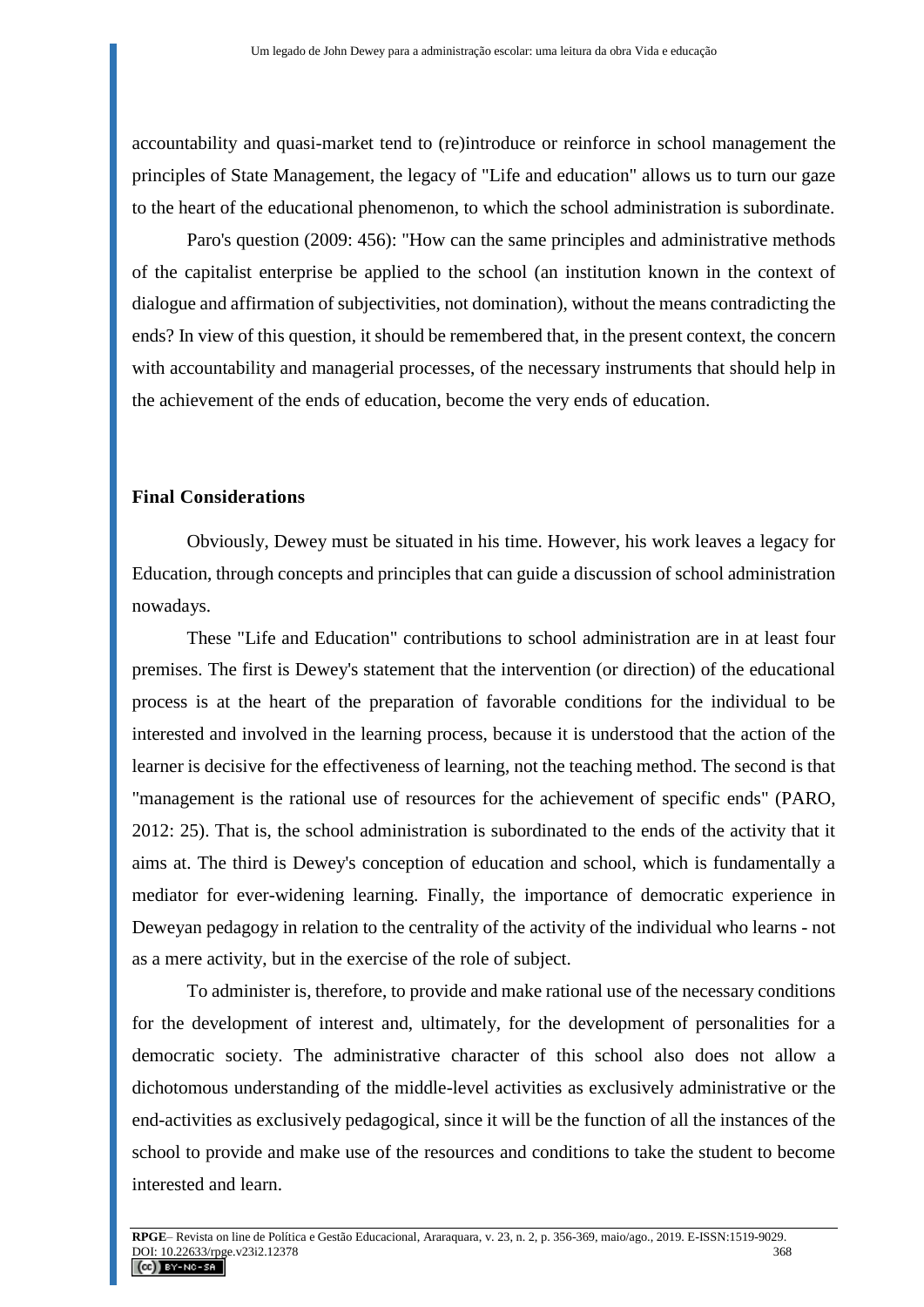accountability and quasi-market tend to (re)introduce or reinforce in school management the principles of State Management, the legacy of "Life and education" allows us to turn our gaze to the heart of the educational phenomenon, to which the school administration is subordinate.

Paro's question (2009: 456): "How can the same principles and administrative methods of the capitalist enterprise be applied to the school (an institution known in the context of dialogue and affirmation of subjectivities, not domination), without the means contradicting the ends? In view of this question, it should be remembered that, in the present context, the concern with accountability and managerial processes, of the necessary instruments that should help in the achievement of the ends of education, become the very ends of education.

## Final Considerations

Obviously, Dewey must be situated in his time. However, his work leaves a legacy for Education, through concepts and principles that can guide a discussion of school administration nowadays.

These "Life and Education" contributions to school administration are in at least four premises. The first is Dewey's statement that the intervention (or direction) of the educational process is at the heart of the preparation of favorable conditions for the individual to be interested and involved in the learning process, because it is understood that the action of the learner is decisive for the effectiveness of learning, not the teaching method. The second is that "management is the rational use of resources for the achievement of specific ends" (PARO, 2012: 25). That is, the school administration is subordinated to the ends of the activity that it aims at. The third is Dewey's conception of education and school, which is fundamentally a mediator for ever-widening learning. Finally, the importance of democratic experience in Deweyan pedagogy in relation to the centrality of the activity of the individual who learns - not as a mere activity, but in the exercise of the role of subject.

To administer is, therefore, to provide and make rational use of the necessary conditions for the development of interest and, ultimately, for the development of personalities for a democratic society. The administrative character of this school also does not allow a dichotomous understanding of the middle-level activities as exclusively administrative or the end-activities as exclusively pedagogical, since it will be the function of all the instances of the school to provide and make use of the resources and conditions to take the student to become interested and learn.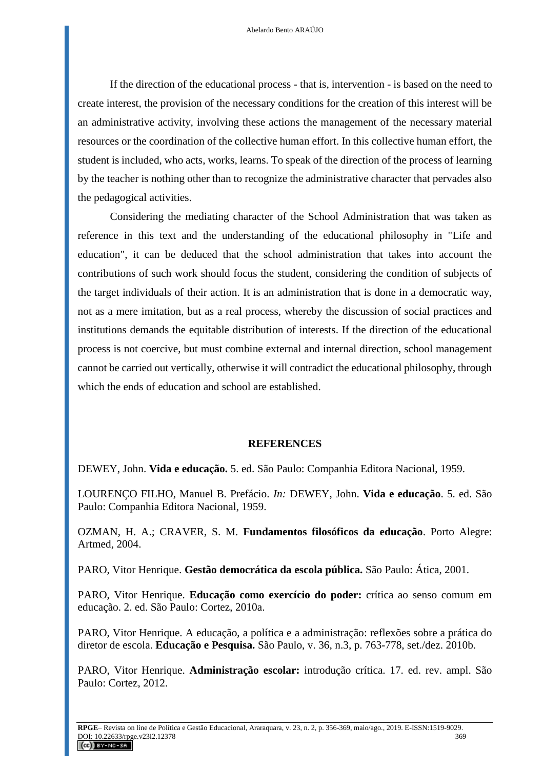If the direction of the educational process - that is, intervention - is based on the need to create interest, the provision of the necessary conditions for the creation of this interest will be an administrative activity, involving these actions the management of the necessary material resources or the coordination of the collective human effort. In this collective human effort, the student is included, who acts, works, learns. To speak of the direction of the process of learning by the teacher is nothing other than to recognize the administrative character that pervades also the pedagogical activities.

Considering the mediating character of the School Administration that was taken as reference in this text and the understanding of the educational philosophy in "Life and education", it can be deduced that the school administration that takes into account the contributions of such work should focus the student, considering the condition of subjects of the target individuals of their action. It is an administration that is done in a democratic way, not as a mere imitation, but as a real process, whereby the discussion of social practices and institutions demands the equitable distribution of interests. If the direction of the educational process is not coercive, but must combine external and internal direction, school management cannot be carried out vertically, otherwise it will contradict the educational philosophy, through which the ends of education and school are established.

## REFERENCES

DEWEY, John. **Vida e educação.** 5. ed. São Paulo: Companhia Editora Nacional, 1959.

LOURENÇO FILHO, Manuel B. Prefácio. *In:* DEWEY, John. **Vida e educação**. 5. ed. São Paulo: Companhia Editora Nacional, 1959.

OZMAN, H. A.; CRAVER, S. M. **Fundamentos filosóficos da educação**. Porto Alegre: Artmed, 2004.

PARO, Vitor Henrique. **Gestão democrática da escola pública.** São Paulo: Ática, 2001.

PARO, Vitor Henrique. **Educação como exercício do poder:** crítica ao senso comum em educação. 2. ed. São Paulo: Cortez, 2010a.

PARO, Vitor Henrique. A educação, a política e a administração: reflexões sobre a prática do diretor de escola. **Educação e Pesquisa.** São Paulo, v. 36, n.3, p. 763-778, set./dez. 2010b.

PARO, Vitor Henrique. **Administração escolar:** introdução crítica. 17. ed. rev. ampl. São Paulo: Cortez, 2012.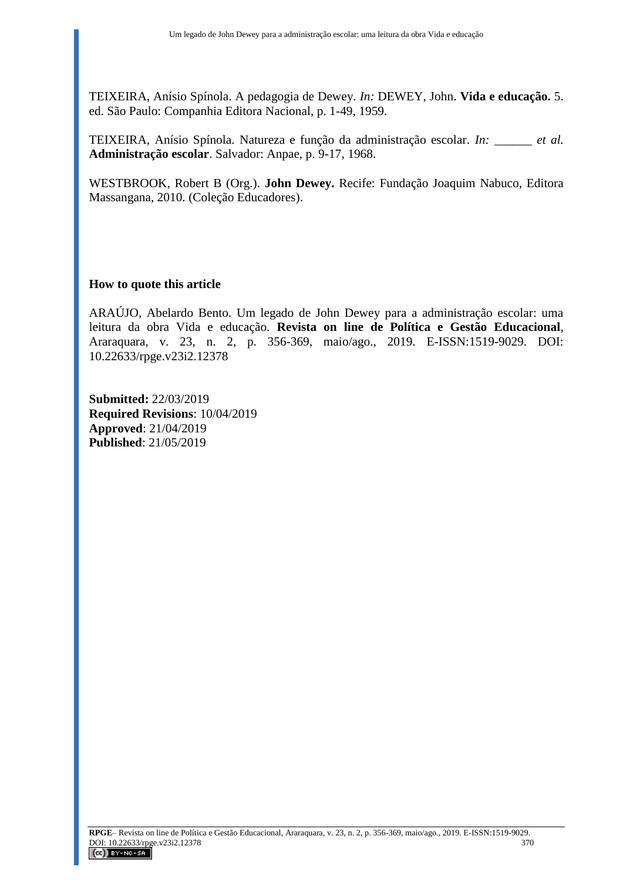TEIXEIRA, Anísio Spínola. A pedagogia de Dewey. *In:* DEWEY, John. **Vida e educação.** 5. ed. São Paulo: Companhia Editora Nacional, p. 1-49, 1959.

TEIXEIRA, Anísio Spínola. Natureza e função da administração escolar. *In:* ______ *et al.* **Administração escolar**. Salvador: Anpae, p. 9-17, 1968.

WESTBROOK, Robert B (Org.). **John Dewey.** Recife: Fundação Joaquim Nabuco, Editora Massangana, 2010. (Coleção Educadores).

### How to quote this article

ARAÚJO, Abelardo Bento. Um legado de John Dewey para a administração escolar: uma leitura da obra Vida e educação. **Revista on line de Política e Gestão Educacional**, Araraquara, v. 23, n. 2, p. 356-369, maio/ago., 2019. E-ISSN:1519-9029. DOI: 10.22633/rpge.v23i2.12378

**Submitted:** 22/03/2019
**Required Revisions**: 10/04/2019
**Approved**: 21/04/2019
**Published**: 21/05/2019